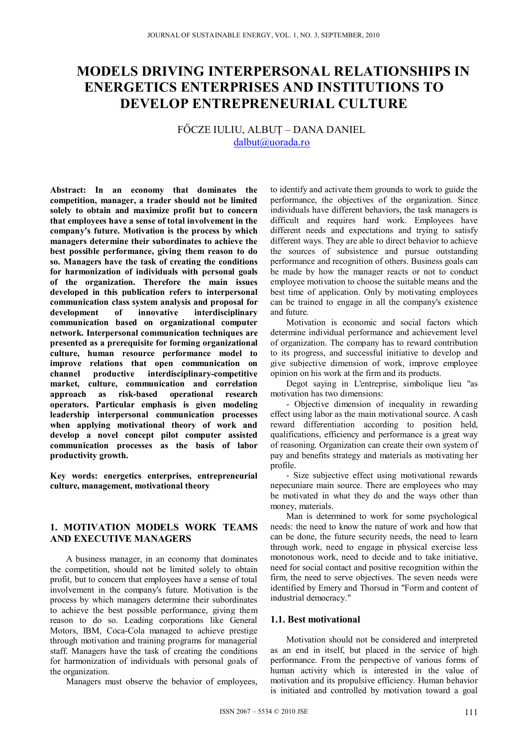# MODELS DRIVING INTERPERSONAL RELATIONSHIPS IN ENERGETICS ENTERPRISES AND INSTITUTIONS TO DEVELOP ENTREPRENEURIAL CULTURE

FŐCZE IULIU, ALBUȚ – DANA DANIEL
dalbut@uorada.ro

**Abstract: In an economy that dominates the competition, manager, a trader should not be limited solely to obtain and maximize profit but to concern that employees have a sense of total involvement in the company's future. Motivation is the process by which managers determine their subordinates to achieve the best possible performance, giving them reason to do so. Managers have the task of creating the conditions for harmonization of individuals with personal goals of the organization. Therefore the main issues developed in this publication refers to interpersonal communication class system analysis and proposal for development of innovative interdisciplinary communication based on organizational computer network. Interpersonal communication techniques are presented as a prerequisite for forming organizational culture, human resource performance model to improve relations that open communication on channel productive interdisciplinary-competitive market, culture, communication and correlation approach as risk-based operational research operators. Particular emphasis is given modeling leadership interpersonal communication processes when applying motivational theory of work and develop a novel concept pilot computer assisted communication processes as the basis of labor productivity growth.**

**Key words: energetics enterprises, entrepreneurial culture, management, motivational theory**

## 1. MOTIVATION MODELS WORK TEAMS AND EXECUTIVE MANAGERS

A business manager, in an economy that dominates the competition, should not be limited solely to obtain profit, but to concern that employees have a sense of total involvement in the company's future. Motivation is the process by which managers determine their subordinates to achieve the best possible performance, giving them reason to do so. Leading corporations like General Motors, IBM, Coca-Cola managed to achieve prestige through motivation and training programs for managerial staff. Managers have the task of creating the conditions for harmonization of individuals with personal goals of the organization.

Managers must observe the behavior of employees, to identify and activate them grounds to work to guide the performance, the objectives of the organization. Since individuals have different behaviors, the task managers is difficult and requires hard work. Employees have different needs and expectations and trying to satisfy different ways. They are able to direct behavior to achieve the sources of subsistence and pursue outstanding performance and recognition of others. Business goals can be made by how the manager reacts or not to conduct employee motivation to choose the suitable means and the best time of application. Only by motivating employees can be trained to engage in all the company's existence and future.

Motivation is economic and social factors which determine individual performance and achievement level of organization. The company has to reward contribution to its progress, and successful initiative to develop and give subjective dimension of work, improve employee opinion on his work at the firm and its products.

Degot saying in L'entreprise, simbolique lieu "as motivation has two dimensions:

- Objective dimension of inequality in rewarding effect using labor as the main motivational source. A cash reward differentiation according to position held, qualifications, efficiency and performance is a great way of reasoning. Organization can create their own system of pay and benefits strategy and materials as motivating her profile.
- Size subjective effect using motivational rewards nepecuniare main source. There are employees who may be motivated in what they do and the ways other than money, materials.

Man is determined to work for some psychological needs: the need to know the nature of work and how that can be done, the future security needs, the need to learn through work, need to engage in physical exercise less monotonous work, need to decide and to take initiative, need for social contact and positive recognition within the firm, the need to serve objectives. The seven needs were identified by Emery and Thorsud in "Form and content of industrial democracy."

### 1.1. Best motivational

Motivation should not be considered and interpreted as an end in itself, but placed in the service of high performance. From the perspective of various forms of human activity which is interested in the value of motivation and its propulsive efficiency. Human behavior is initiated and controlled by motivation toward a goal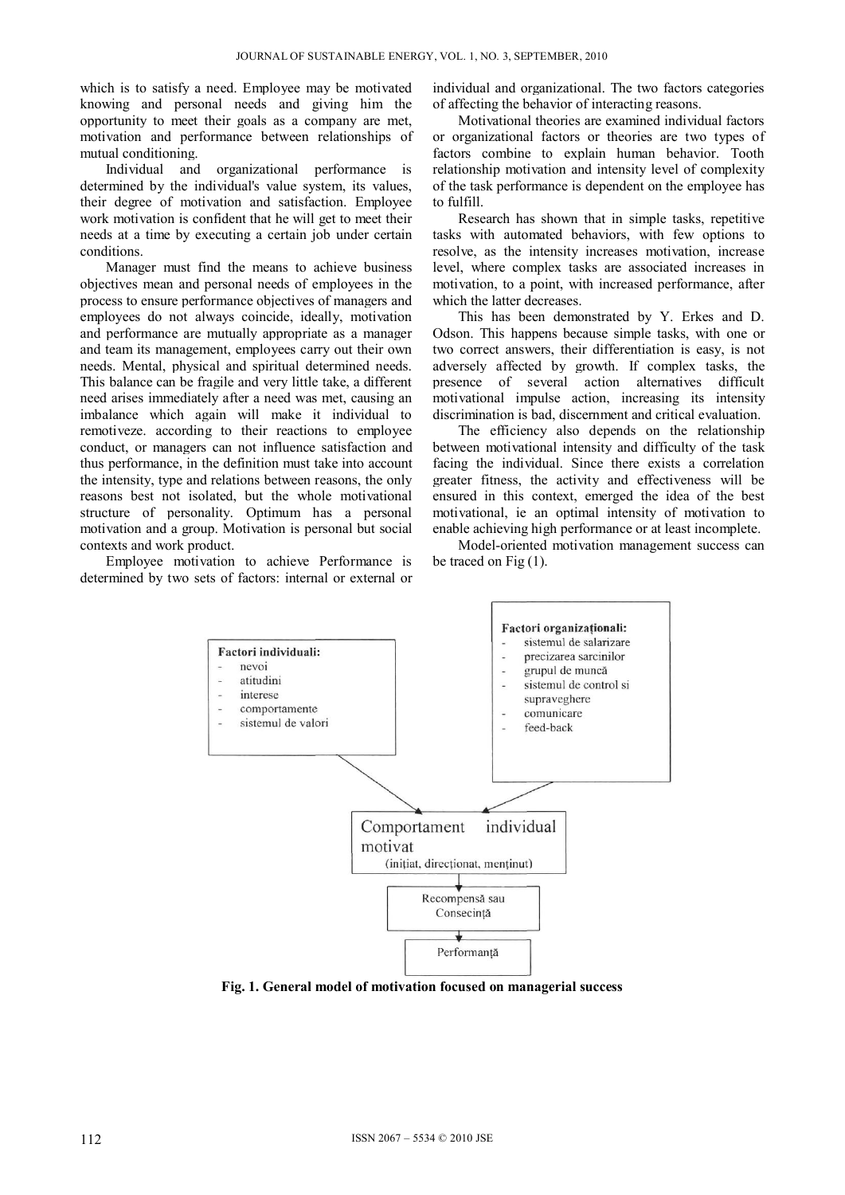which is to satisfy a need. Employee may be motivated knowing and personal needs and giving him the opportunity to meet their goals as a company are met, motivation and performance between relationships of mutual conditioning.

Individual and organizational performance is determined by the individual's value system, its values, their degree of motivation and satisfaction. Employee work motivation is confident that he will get to meet their needs at a time by executing a certain job under certain conditions.

Manager must find the means to achieve business objectives mean and personal needs of employees in the process to ensure performance objectives of managers and employees do not always coincide, ideally, motivation and performance are mutually appropriate as a manager and team its management, employees carry out their own needs. Mental, physical and spiritual determined needs. This balance can be fragile and very little take, a different need arises immediately after a need was met, causing an imbalance which again will make it individual to remotiveze. according to their reactions to employee conduct, or managers can not influence satisfaction and thus performance, in the definition must take into account the intensity, type and relations between reasons, the only reasons best not isolated, but the whole motivational structure of personality. Optimum has a personal motivation and a group. Motivation is personal but social contexts and work product.

Employee motivation to achieve Performance is determined by two sets of factors: internal or external or individual and organizational. The two factors categories of affecting the behavior of interacting reasons.

Motivational theories are examined individual factors or organizational factors or theories are two types of factors combine to explain human behavior. Tooth relationship motivation and intensity level of complexity of the task performance is dependent on the employee has to fulfill.

Research has shown that in simple tasks, repetitive tasks with automated behaviors, with few options to resolve, as the intensity increases motivation, increase level, where complex tasks are associated increases in motivation, to a point, with increased performance, after which the latter decreases.

This has been demonstrated by Y. Erkes and D. Odson. This happens because simple tasks, with one or two correct answers, their differentiation is easy, is not adversely affected by growth. If complex tasks, the presence of several action alternatives difficult motivational impulse action, increasing its intensity discrimination is bad, discernment and critical evaluation.

The efficiency also depends on the relationship between motivational intensity and difficulty of the task facing the individual. Since there exists a correlation greater fitness, the activity and effectiveness will be ensured in this context, emerged the idea of the best motivational, ie an optimal intensity of motivation to enable achieving high performance or at least incomplete.

Model-oriented motivation management success can be traced on Fig (1).

**Factori individuali:**
- nevoi
- atitudini
- interese
- comportamente
- sistemul de valori

**Factori organizaționali:**
- sistemul de salarizare
- precizarea sarcinilor
- grupul de muncă
- sistemul de control si supraveghere
- comunicare
- feed-back

Comportament individual motivat (inițiat, direcționat, menținut)

Recompensă sau Consecință

Performanță

**Fig. 1. General model of motivation focused on managerial success**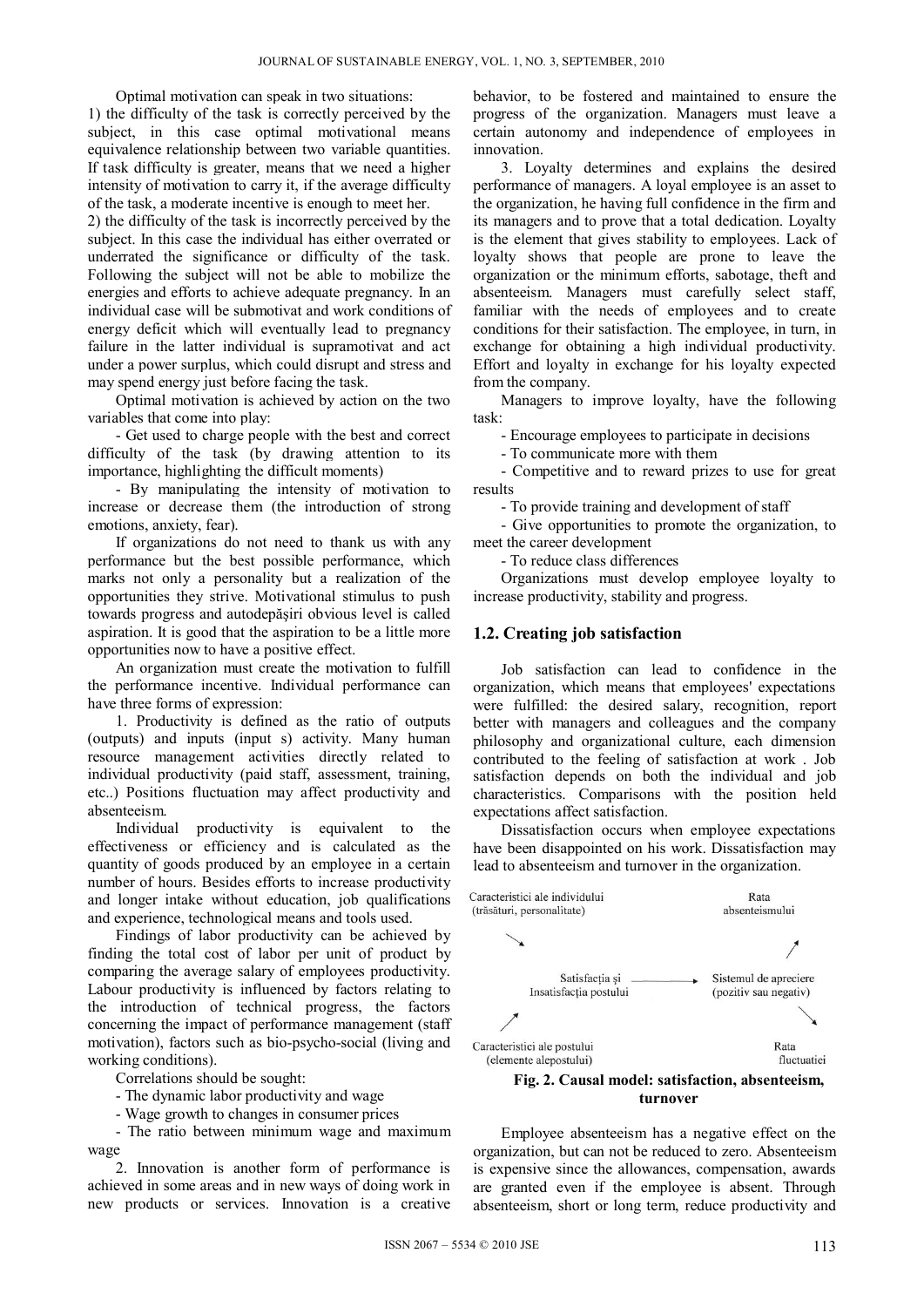Optimal motivation can speak in two situations:

1) the difficulty of the task is correctly perceived by the subject, in this case optimal motivational means equivalence relationship between two variable quantities. If task difficulty is greater, means that we need a higher intensity of motivation to carry it, if the average difficulty of the task, a moderate incentive is enough to meet her.

2) the difficulty of the task is incorrectly perceived by the subject. In this case the individual has either overrated or underrated the significance or difficulty of the task. Following the subject will not be able to mobilize the energies and efforts to achieve adequate pregnancy. In an individual case will be submotivat and work conditions of energy deficit which will eventually lead to pregnancy failure in the latter individual is supramotivat and act under a power surplus, which could disrupt and stress and may spend energy just before facing the task.

Optimal motivation is achieved by action on the two variables that come into play:

- Get used to charge people with the best and correct difficulty of the task (by drawing attention to its importance, highlighting the difficult moments)

- By manipulating the intensity of motivation to increase or decrease them (the introduction of strong emotions, anxiety, fear).

If organizations do not need to thank us with any performance but the best possible performance, which marks not only a personality but a realization of the opportunities they strive. Motivational stimulus to push towards progress and autodepăşiri obvious level is called aspiration. It is good that the aspiration to be a little more opportunities now to have a positive effect.

An organization must create the motivation to fulfill the performance incentive. Individual performance can have three forms of expression:

1. Productivity is defined as the ratio of outputs (outputs) and inputs (input s) activity. Many human resource management activities directly related to individual productivity (paid staff, assessment, training, etc..) Positions fluctuation may affect productivity and absenteeism.

Individual productivity is equivalent to the effectiveness or efficiency and is calculated as the quantity of goods produced by an employee in a certain number of hours. Besides efforts to increase productivity and longer intake without education, job qualifications and experience, technological means and tools used.

Findings of labor productivity can be achieved by finding the total cost of labor per unit of product by comparing the average salary of employees productivity. Labour productivity is influenced by factors relating to the introduction of technical progress, the factors concerning the impact of performance management (staff motivation), factors such as bio-psycho-social (living and working conditions).

Correlations should be sought:

- The dynamic labor productivity and wage

- Wage growth to changes in consumer prices

- The ratio between minimum wage and maximum wage

2. Innovation is another form of performance is achieved in some areas and in new ways of doing work in new products or services. Innovation is a creative behavior, to be fostered and maintained to ensure the progress of the organization. Managers must leave a certain autonomy and independence of employees in innovation.

3. Loyalty determines and explains the desired performance of managers. A loyal employee is an asset to the organization, he having full confidence in the firm and its managers and to prove that a total dedication. Loyalty is the element that gives stability to employees. Lack of loyalty shows that people are prone to leave the organization or the minimum efforts, sabotage, theft and absenteeism. Managers must carefully select staff, familiar with the needs of employees and to create conditions for their satisfaction. The employee, in turn, in exchange for obtaining a high individual productivity. Effort and loyalty in exchange for his loyalty expected from the company.

Managers to improve loyalty, have the following task:

- Encourage employees to participate in decisions

- To communicate more with them

- Competitive and to reward prizes to use for great results

- To provide training and development of staff

- Give opportunities to promote the organization, to meet the career development

- To reduce class differences

Organizations must develop employee loyalty to increase productivity, stability and progress.

## 1.2. Creating job satisfaction

Job satisfaction can lead to confidence in the organization, which means that employees' expectations were fulfilled: the desired salary, recognition, report better with managers and colleagues and the company philosophy and organizational culture, each dimension contributed to the feeling of satisfaction at work . Job satisfaction depends on both the individual and job characteristics. Comparisons with the position held expectations affect satisfaction.

Dissatisfaction occurs when employee expectations have been disappointed on his work. Dissatisfaction may lead to absenteeism and turnover in the organization.

Caracteristici ale individului (trăsături, personalitate) → Satisfacţia şi Insatisfacţia postului ← Caracteristici ale postului (elemente alepostului)

Satisfacţia şi Insatisfacţia postului → Sistemul de apreciere (pozitiv sau negativ) → Rata absenteismului; Rata fluctuatiei

**Fig. 2. Causal model: satisfaction, absenteeism, turnover**

Employee absenteeism has a negative effect on the organization, but can not be reduced to zero. Absenteeism is expensive since the allowances, compensation, awards are granted even if the employee is absent. Through absenteeism, short or long term, reduce productivity and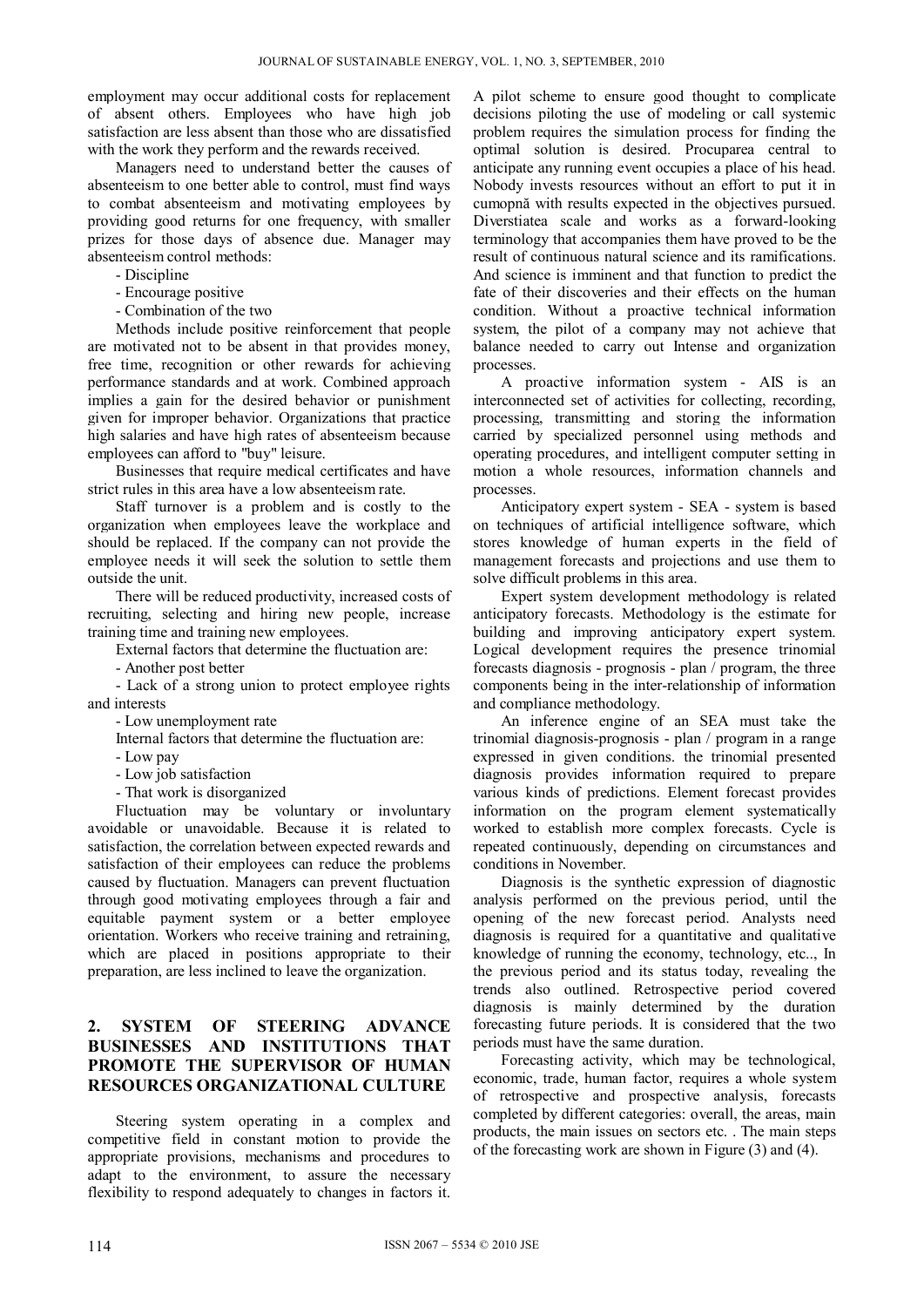employment may occur additional costs for replacement of absent others. Employees who have high job satisfaction are less absent than those who are dissatisfied with the work they perform and the rewards received.

Managers need to understand better the causes of absenteeism to one better able to control, must find ways to combat absenteeism and motivating employees by providing good returns for one frequency, with smaller prizes for those days of absence due. Manager may absenteeism control methods:

- Discipline
- Encourage positive
- Combination of the two

Methods include positive reinforcement that people are motivated not to be absent in that provides money, free time, recognition or other rewards for achieving performance standards and at work. Combined approach implies a gain for the desired behavior or punishment given for improper behavior. Organizations that practice high salaries and have high rates of absenteeism because employees can afford to "buy" leisure.

Businesses that require medical certificates and have strict rules in this area have a low absenteeism rate.

Staff turnover is a problem and is costly to the organization when employees leave the workplace and should be replaced. If the company can not provide the employee needs it will seek the solution to settle them outside the unit.

There will be reduced productivity, increased costs of recruiting, selecting and hiring new people, increase training time and training new employees.

External factors that determine the fluctuation are:

- Another post better
- Lack of a strong union to protect employee rights and interests
- Low unemployment rate

Internal factors that determine the fluctuation are:

- Low pay
- Low job satisfaction
- That work is disorganized

Fluctuation may be voluntary or involuntary avoidable or unavoidable. Because it is related to satisfaction, the correlation between expected rewards and satisfaction of their employees can reduce the problems caused by fluctuation. Managers can prevent fluctuation through good motivating employees through a fair and equitable payment system or a better employee orientation. Workers who receive training and retraining, which are placed in positions appropriate to their preparation, are less inclined to leave the organization.

## 2. SYSTEM OF STEERING ADVANCE BUSINESSES AND INSTITUTIONS THAT PROMOTE THE SUPERVISOR OF HUMAN RESOURCES ORGANIZATIONAL CULTURE

Steering system operating in a complex and competitive field in constant motion to provide the appropriate provisions, mechanisms and procedures to adapt to the environment, to assure the necessary flexibility to respond adequately to changes in factors it. A pilot scheme to ensure good thought to complicate decisions piloting the use of modeling or call systemic problem requires the simulation process for finding the optimal solution is desired. Procuparea central to anticipate any running event occupies a place of his head. Nobody invests resources without an effort to put it in cumopnă with results expected in the objectives pursued. Diverstiatea scale and works as a forward-looking terminology that accompanies them have proved to be the result of continuous natural science and its ramifications. And science is imminent and that function to predict the fate of their discoveries and their effects on the human condition. Without a proactive technical information system, the pilot of a company may not achieve that balance needed to carry out Intense and organization processes.

A proactive information system - AIS is an interconnected set of activities for collecting, recording, processing, transmitting and storing the information carried by specialized personnel using methods and operating procedures, and intelligent computer setting in motion a whole resources, information channels and processes.

Anticipatory expert system - SEA - system is based on techniques of artificial intelligence software, which stores knowledge of human experts in the field of management forecasts and projections and use them to solve difficult problems in this area.

Expert system development methodology is related anticipatory forecasts. Methodology is the estimate for building and improving anticipatory expert system. Logical development requires the presence trinomial forecasts diagnosis - prognosis - plan / program, the three components being in the inter-relationship of information and compliance methodology.

An inference engine of an SEA must take the trinomial diagnosis-prognosis - plan / program in a range expressed in given conditions. the trinomial presented diagnosis provides information required to prepare various kinds of predictions. Element forecast provides information on the program element systematically worked to establish more complex forecasts. Cycle is repeated continuously, depending on circumstances and conditions in November.

Diagnosis is the synthetic expression of diagnostic analysis performed on the previous period, until the opening of the new forecast period. Analysts need diagnosis is required for a quantitative and qualitative knowledge of running the economy, technology, etc.., In the previous period and its status today, revealing the trends also outlined. Retrospective period covered diagnosis is mainly determined by the duration forecasting future periods. It is considered that the two periods must have the same duration.

Forecasting activity, which may be technological, economic, trade, human factor, requires a whole system of retrospective and prospective analysis, forecasts completed by different categories: overall, the areas, main products, the main issues on sectors etc. . The main steps of the forecasting work are shown in Figure (3) and (4).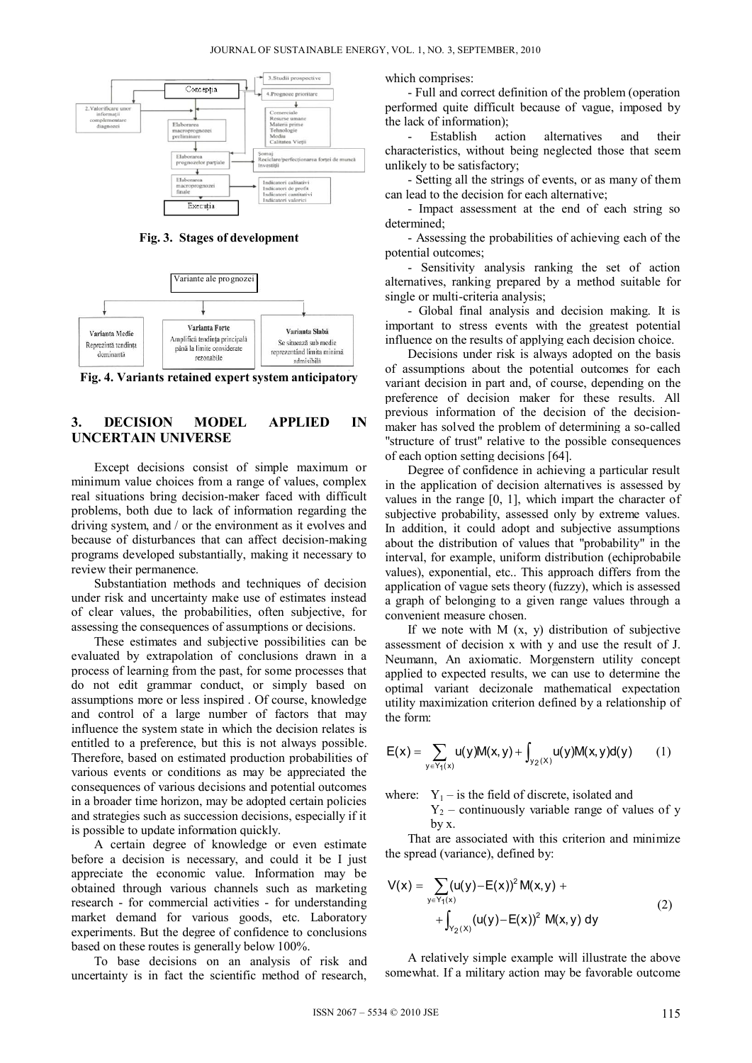Fig. 3. Stages of development

Fig. 4. Variants retained expert system anticipatory

## 3. DECISION MODEL APPLIED IN UNCERTAIN UNIVERSE

Except decisions consist of simple maximum or minimum value choices from a range of values, complex real situations bring decision-maker faced with difficult problems, both due to lack of information regarding the driving system, and / or the environment as it evolves and because of disturbances that can affect decision-making programs developed substantially, making it necessary to review their permanence.

Substantiation methods and techniques of decision under risk and uncertainty make use of estimates instead of clear values, the probabilities, often subjective, for assessing the consequences of assumptions or decisions.

These estimates and subjective possibilities can be evaluated by extrapolation of conclusions drawn in a process of learning from the past, for some processes that do not edit grammar conduct, or simply based on assumptions more or less inspired . Of course, knowledge and control of a large number of factors that may influence the system state in which the decision relates is entitled to a preference, but this is not always possible. Therefore, based on estimated production probabilities of various events or conditions as may be appreciated the consequences of various decisions and potential outcomes in a broader time horizon, may be adopted certain policies and strategies such as succession decisions, especially if it is possible to update information quickly.

A certain degree of knowledge or even estimate before a decision is necessary, and could it be I just appreciate the economic value. Information may be obtained through various channels such as marketing research - for commercial activities - for understanding market demand for various goods, etc. Laboratory experiments. But the degree of confidence to conclusions based on these routes is generally below 100%.

To base decisions on an analysis of risk and uncertainty is in fact the scientific method of research, which comprises:

- Full and correct definition of the problem (operation performed quite difficult because of vague, imposed by the lack of information);
- Establish action alternatives and their characteristics, without being neglected those that seem unlikely to be satisfactory;
- Setting all the strings of events, or as many of them can lead to the decision for each alternative;
- Impact assessment at the end of each string so determined;
- Assessing the probabilities of achieving each of the potential outcomes;
- Sensitivity analysis ranking the set of action alternatives, ranking prepared by a method suitable for single or multi-criteria analysis;
- Global final analysis and decision making. It is important to stress events with the greatest potential influence on the results of applying each decision choice.

Decisions under risk is always adopted on the basis of assumptions about the potential outcomes for each variant decision in part and, of course, depending on the preference of decision maker for these results. All previous information of the decision of the decision-maker has solved the problem of determining a so-called "structure of trust" relative to the possible consequences of each option setting decisions [64].

Degree of confidence in achieving a particular result in the application of decision alternatives is assessed by values in the range [0, 1], which impart the character of subjective probability, assessed only by extreme values. In addition, it could adopt and subjective assumptions about the distribution of values that "probability" in the interval, for example, uniform distribution (echiprobabile values), exponential, etc.. This approach differs from the application of vague sets theory (fuzzy), which is assessed a graph of belonging to a given range values through a convenient measure chosen.

If we note with M (x, y) distribution of subjective assessment of decision x with y and use the result of J. Neumann, An axiomatic. Morgenstern utility concept applied to expected results, we can use to determine the optimal variant decizonale mathematical expectation utility maximization criterion defined by a relationship of the form:

$$E(x) = \sum_{y \in Y_1(x)} u(y) M(x,y) + \int_{y_2(X)} u(y) M(x,y) d(y) \qquad (1)$$

where: $Y_1$ – is the field of discrete, isolated and
$Y_2$ – continuously variable range of values of y by x.

That are associated with this criterion and minimize the spread (variance), defined by:

$$V(x) = \sum_{y \in Y_1(x)} (u(y) - E(x))^2 M(x,y) + \int_{Y_2(X)} (u(y) - E(x))^2 \, M(x,y) \, dy \qquad (2)$$

A relatively simple example will illustrate the above somewhat. If a military action may be favorable outcome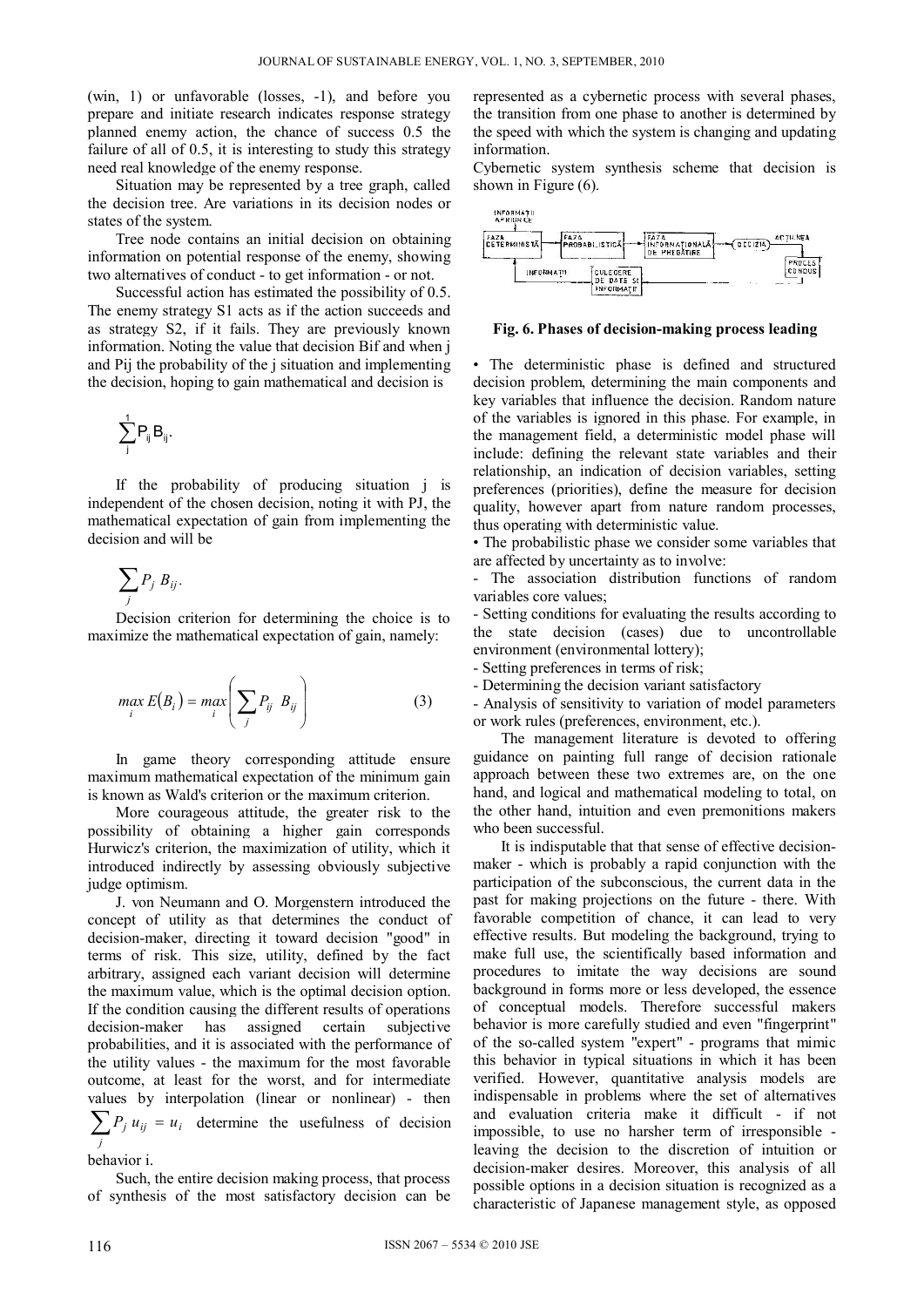(win, 1) or unfavorable (losses, -1), and before you prepare and initiate research indicates response strategy planned enemy action, the chance of success 0.5 the failure of all of 0.5, it is interesting to study this strategy need real knowledge of the enemy response.

Situation may be represented by a tree graph, called the decision tree. Are variations in its decision nodes or states of the system.

Tree node contains an initial decision on obtaining information on potential response of the enemy, showing two alternatives of conduct - to get information - or not.

Successful action has estimated the possibility of 0.5. The enemy strategy S1 acts as if the action succeeds and as strategy S2, if it fails. They are previously known information. Noting the value that decision Bif and when j and Pij the probability of the j situation and implementing the decision, hoping to gain mathematical and decision is

$$\sum_{j}^{1} P_{ij} B_{ij}.$$

If the probability of producing situation j is independent of the chosen decision, noting it with PJ, the mathematical expectation of gain from implementing the decision and will be

$$\sum_{j} P_j \ B_{ij}.$$

Decision criterion for determining the choice is to maximize the mathematical expectation of gain, namely:

$$\max_i E(B_i) = \max_i \left( \sum_j P_{ij} \ B_{ij} \right) \tag{3}$$

In game theory corresponding attitude ensure maximum mathematical expectation of the minimum gain is known as Wald's criterion or the maximum criterion.

More courageous attitude, the greater risk to the possibility of obtaining a higher gain corresponds Hurwicz's criterion, the maximization of utility, which it introduced indirectly by assessing obviously subjective judge optimism.

J. von Neumann and O. Morgenstern introduced the concept of utility as that determines the conduct of decision-maker, directing it toward decision "good" in terms of risk. This size, utility, defined by the fact arbitrary, assigned each variant decision will determine the maximum value, which is the optimal decision option. If the condition causing the different results of operations decision-maker has assigned certain subjective probabilities, and it is associated with the performance of the utility values - the maximum for the most favorable outcome, at least for the worst, and for intermediate values by interpolation (linear or nonlinear) - then $\sum_j P_j \ u_{ij} = u_i$ determine the usefulness of decision behavior i.

Such, the entire decision making process, that process of synthesis of the most satisfactory decision can be represented as a cybernetic process with several phases, the transition from one phase to another is determined by the speed with which the system is changing and updating information.

Cybernetic system synthesis scheme that decision is shown in Figure (6).

**Fig. 6. Phases of decision-making process leading**

• The deterministic phase is defined and structured decision problem, determining the main components and key variables that influence the decision. Random nature of the variables is ignored in this phase. For example, in the management field, a deterministic model phase will include: defining the relevant state variables and their relationship, an indication of decision variables, setting preferences (priorities), define the measure for decision quality, however apart from nature random processes, thus operating with deterministic value.

• The probabilistic phase we consider some variables that are affected by uncertainty as to involve:

- The association distribution functions of random variables core values;
- Setting conditions for evaluating the results according to the state decision (cases) due to uncontrollable environment (environmental lottery);
- Setting preferences in terms of risk;
- Determining the decision variant satisfactory
- Analysis of sensitivity to variation of model parameters or work rules (preferences, environment, etc.).

The management literature is devoted to offering guidance on painting full range of decision rationale approach between these two extremes are, on the one hand, and logical and mathematical modeling to total, on the other hand, intuition and even premonitions makers who been successful.

It is indisputable that that sense of effective decision-maker - which is probably a rapid conjunction with the participation of the subconscious, the current data in the past for making projections on the future - there. With favorable competition of chance, it can lead to very effective results. But modeling the background, trying to make full use, the scientifically based information and procedures to imitate the way decisions are sound background in forms more or less developed, the essence of conceptual models. Therefore successful makers behavior is more carefully studied and even "fingerprint" of the so-called system "expert" - programs that mimic this behavior in typical situations in which it has been verified. However, quantitative analysis models are indispensable in problems where the set of alternatives and evaluation criteria make it difficult - if not impossible, to use no harsher term of irresponsible - leaving the decision to the discretion of intuition or decision-maker desires. Moreover, this analysis of all possible options in a decision situation is recognized as a characteristic of Japanese management style, as opposed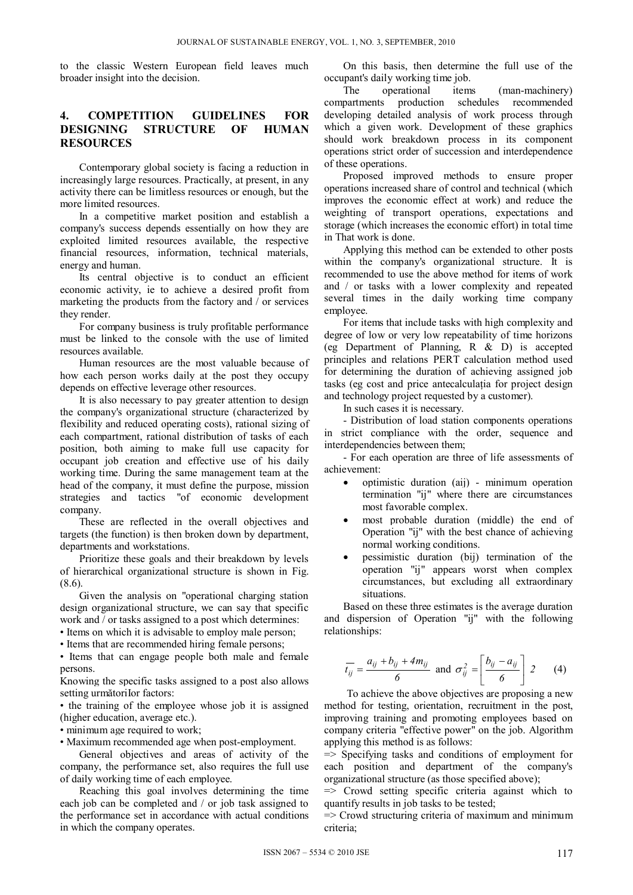to the classic Western European field leaves much broader insight into the decision.

## 4. COMPETITION GUIDELINES FOR DESIGNING STRUCTURE OF HUMAN RESOURCES

Contemporary global society is facing a reduction in increasingly large resources. Practically, at present, in any activity there can be limitless resources or enough, but the more limited resources.

In a competitive market position and establish a company's success depends essentially on how they are exploited limited resources available, the respective financial resources, information, technical materials, energy and human.

Its central objective is to conduct an efficient economic activity, ie to achieve a desired profit from marketing the products from the factory and / or services they render.

For company business is truly profitable performance must be linked to the console with the use of limited resources available.

Human resources are the most valuable because of how each person works daily at the post they occupy depends on effective leverage other resources.

It is also necessary to pay greater attention to design the company's organizational structure (characterized by flexibility and reduced operating costs), rational sizing of each compartment, rational distribution of tasks of each position, both aiming to make full use capacity for occupant job creation and effective use of his daily working time. During the same management team at the head of the company, it must define the purpose, mission strategies and tactics "of economic development company.

These are reflected in the overall objectives and targets (the function) is then broken down by department, departments and workstations.

Prioritize these goals and their breakdown by levels of hierarchical organizational structure is shown in Fig. (8.6).

Given the analysis on "operational charging station design organizational structure, we can say that specific work and / or tasks assigned to a post which determines:

• Items on which it is advisable to employ male person;

• Items that are recommended hiring female persons;

• Items that can engage people both male and female persons.

Knowing the specific tasks assigned to a post also allows setting următoriIor factors:

• the training of the employee whose job it is assigned (higher education, average etc.).

• minimum age required to work;

• Maximum recommended age when post-employment.

General objectives and areas of activity of the company, the performance set, also requires the full use of daily working time of each employee.

Reaching this goal involves determining the time each job can be completed and / or job task assigned to the performance set in accordance with actual conditions in which the company operates.

On this basis, then determine the full use of the occupant's daily working time job.

The operational items (man-machinery) compartments production schedules recommended developing detailed analysis of work process through which a given work. Development of these graphics should work breakdown process in its component operations strict order of succession and interdependence of these operations.

Proposed improved methods to ensure proper operations increased share of control and technical (which improves the economic effect at work) and reduce the weighting of transport operations, expectations and storage (which increases the economic effort) in total time in That work is done.

Applying this method can be extended to other posts within the company's organizational structure. It is recommended to use the above method for items of work and / or tasks with a lower complexity and repeated several times in the daily working time company employee.

For items that include tasks with high complexity and degree of low or very low repeatability of time horizons (eg Department of Planning, R & D) is accepted principles and relations PERT calculation method used for determining the duration of achieving assigned job tasks (eg cost and price antecalculația for project design and technology project requested by a customer).

In such cases it is necessary.

- Distribution of load station components operations in strict compliance with the order, sequence and interdependencies between them;

- For each operation are three of life assessments of achievement:

- optimistic duration (aij) - minimum operation termination "ij" where there are circumstances most favorable complex.
- most probable duration (middle) the end of Operation "ij" with the best chance of achieving normal working conditions.
- pessimistic duration (bij) termination of the operation "ij" appears worst when complex circumstances, but excluding all extraordinary situations.

Based on these three estimates is the average duration and dispersion of Operation "ij" with the following relationships:

$$\overline{t_{ij}} = \frac{a_{ij} + b_{ij} + 4m_{ij}}{6} \text{ and } \sigma_{ij}^{2} = \left[\frac{b_{ij} - a_{ij}}{6}\right] 2 \qquad (4)$$

To achieve the above objectives are proposing a new method for testing, orientation, recruitment in the post, improving training and promoting employees based on company criteria "effective power" on the job. Algorithm applying this method is as follows:

=> Specifying tasks and conditions of employment for each position and department of the company's organizational structure (as those specified above);

=> Crowd setting specific criteria against which to quantify results in job tasks to be tested;

=> Crowd structuring criteria of maximum and minimum criteria;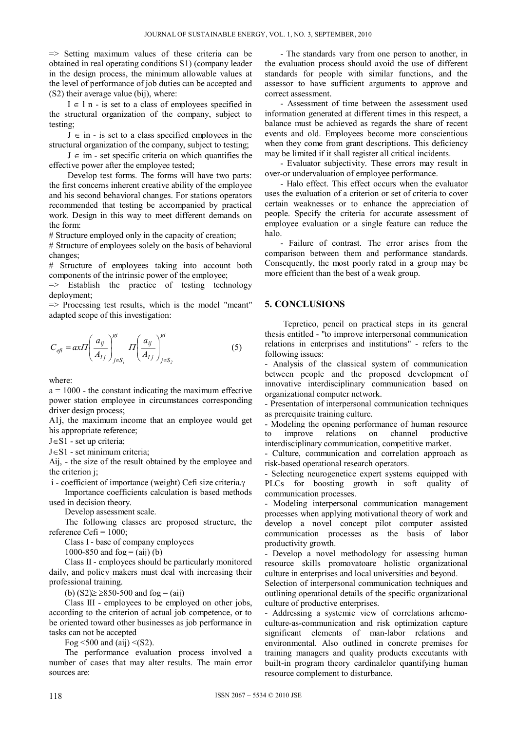=> Setting maximum values of these criteria can be obtained in real operating conditions S1) (company leader in the design process, the minimum allowable values at the level of performance of job duties can be accepted and (S2) their average value (bij), where:

$I \in 1$ n - is set to a class of employees specified in the structural organization of the company, subject to testing;

$J \in$ in - is set to a class specified employees in the structural organization of the company, subject to testing;

$J \in$ im - set specific criteria on which quantifies the effective power after the employee tested;

Develop test forms. The forms will have two parts: the first concerns inherent creative ability of the employee and his second behavioral changes. For stations operators recommended that testing be accompanied by practical work. Design in this way to meet different demands on the form:

# Structure employed only in the capacity of creation;

# Structure of employees solely on the basis of behavioral changes;

# Structure of employees taking into account both components of the intrinsic power of the employee;

=> Establish the practice of testing technology deployment;

=> Processing test results, which is the model "meant" adapted scope of this investigation:

$$C_{efi} = a x \Pi \left( \frac{a_{ij}}{A_{1j}} \right)^{gi}_{j \in S_1} \Pi \left( \frac{a_{ij}}{A_{1j}} \right)^{gi}_{j \in S_2} \qquad (5)$$

where:

a = 1000 - the constant indicating the maximum effective power station employee in circumstances corresponding driver design process;

A1j, the maximum income that an employee would get his appropriate reference;

$J \in S1$ - set up criteria;

$J \in S1$ - set minimum criteria;

Aij, - the size of the result obtained by the employee and the criterion j;

i - coefficient of importance (weight) Cefi size criteria.$\gamma$

Importance coefficients calculation is based methods used in decision theory.

Develop assessment scale.

The following classes are proposed structure, the reference Cefi = 1000;

Class I - base of company employees

1000-850 and fog = (aij) (b)

Class II - employees should be particularly monitored daily, and policy makers must deal with increasing their professional training.

(b) (S2)≥ ≥850-500 and fog = (aij)

Class III - employees to be employed on other jobs, according to the criterion of actual job competence, or to be oriented toward other businesses as job performance in tasks can not be accepted

Fog <500 and (aij) <(S2).

The performance evaluation process involved a number of cases that may alter results. The main error sources are:

- The standards vary from one person to another, in the evaluation process should avoid the use of different standards for people with similar functions, and the assessor to have sufficient arguments to approve and correct assessment.

- Assessment of time between the assessment used information generated at different times in this respect, a balance must be achieved as regards the share of recent events and old. Employees become more conscientious when they come from grant descriptions. This deficiency may be limited if it shall register all critical incidents.

- Evaluator subjectivity. These errors may result in over-or undervaluation of employee performance.

- Halo effect. This effect occurs when the evaluator uses the evaluation of a criterion or set of criteria to cover certain weaknesses or to enhance the appreciation of people. Specify the criteria for accurate assessment of employee evaluation or a single feature can reduce the halo.

- Failure of contrast. The error arises from the comparison between them and performance standards. Consequently, the most poorly rated in a group may be more efficient than the best of a weak group.

## 5. CONCLUSIONS

Tepretico, pencil on practical steps in its general thesis entitled - "to improve interpersonal communication relations in enterprises and institutions" - refers to the following issues:

- Analysis of the classical system of communication between people and the proposed development of innovative interdisciplinary communication based on organizational computer network.
- Presentation of interpersonal communication techniques as prerequisite training culture.
- Modeling the opening performance of human resource to improve relations on channel productive interdisciplinary communication, competitive market.
- Culture, communication and correlation approach as risk-based operational research operators.
- Selecting neurogenetice expert systems equipped with PLCs for boosting growth in soft quality of communication processes.
- Modeling interpersonal communication management processes when applying motivational theory of work and develop a novel concept pilot computer assisted communication processes as the basis of labor productivity growth.
- Develop a novel methodology for assessing human resource skills promovatoare holistic organizational culture in enterprises and local universities and beyond.

Selection of interpersonal communication techniques and outlining operational details of the specific organizational culture of productive enterprises.

- Addressing a systemic view of correlations arhemo-culture-as-communication and risk optimization capture significant elements of man-labor relations and environmental. Also outlined in concrete premises for training managers and quality products executants with built-in program theory cardinalelor quantifying human resource complement to disturbance.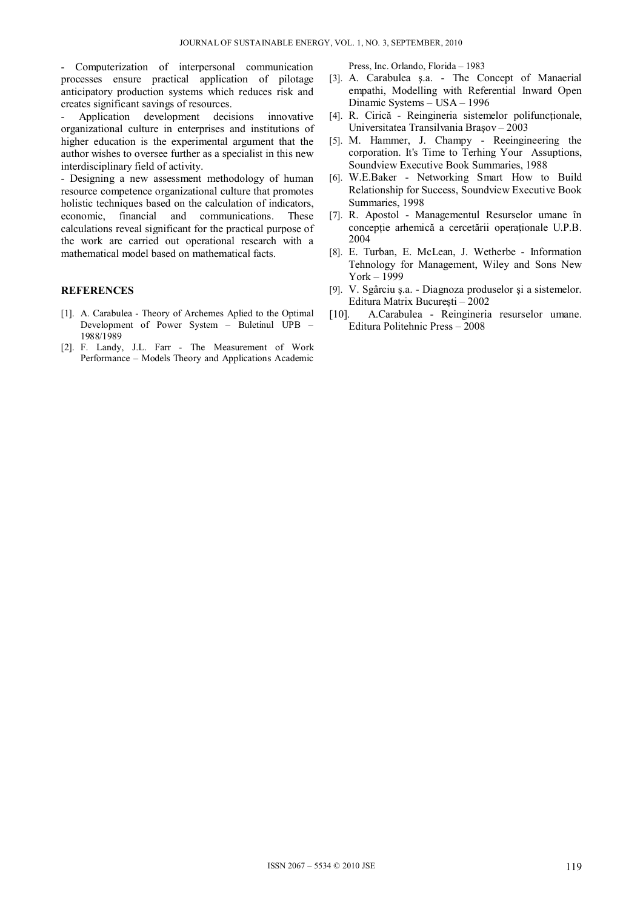- Computerization of interpersonal communication processes ensure practical application of pilotage anticipatory production systems which reduces risk and creates significant savings of resources.

- Application development decisions innovative organizational culture in enterprises and institutions of higher education is the experimental argument that the author wishes to oversee further as a specialist in this new interdisciplinary field of activity.

- Designing a new assessment methodology of human resource competence organizational culture that promotes holistic techniques based on the calculation of indicators, economic, financial and communications. These calculations reveal significant for the practical purpose of the work are carried out operational research with a mathematical model based on mathematical facts.

## REFERENCES

[1]. A. Carabulea - Theory of Archemes Aplied to the Optimal Development of Power System – Buletinul UPB – 1988/1989

[2]. F. Landy, J.L. Farr - The Measurement of Work Performance – Models Theory and Applications Academic Press, Inc. Orlando, Florida – 1983

[3]. A. Carabulea ş.a. - The Concept of Manaerial empathi, Modelling with Referential Inward Open Dinamic Systems – USA – 1996

[4]. R. Cirică - Reingineria sistemelor polifuncționale, Universitatea Transilvania Braşov – 2003

[5]. M. Hammer, J. Champy - Reeingineering the corporation. It's Time to Terhing Your Assuptions, Soundview Executive Book Summaries, 1988

[6]. W.E.Baker - Networking Smart How to Build Relationship for Success, Soundview Executive Book Summaries, 1998

[7]. R. Apostol - Managementul Resurselor umane în concepție arhemică a cercetării operaționale U.P.B. 2004

[8]. E. Turban, E. McLean, J. Wetherbe - Information Tehnology for Management, Wiley and Sons New York – 1999

[9]. V. Sgârciu ş.a. - Diagnoza produselor şi a sistemelor. Editura Matrix Bucureşti – 2002

[10]. A.Carabulea - Reingineria resurselor umane. Editura Politehnic Press – 2008